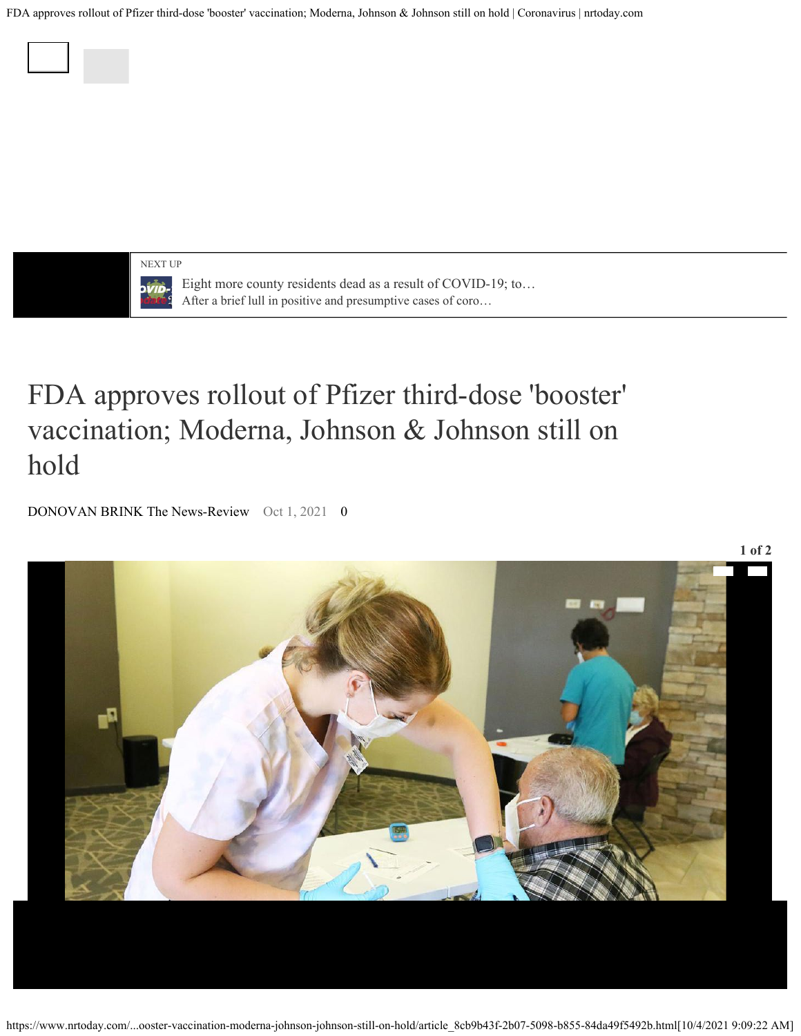NEXT UP

Eight more county residents dead as a result of COVID-19; to…
After a brief lull in positive and presumptive cases of coro…

# FDA approves rollout of Pfizer third-dose 'booster' vaccination; Moderna, Johnson & Johnson still on hold

DONOVAN BRINK The News-Review   Oct 1, 2021   0

1 of 2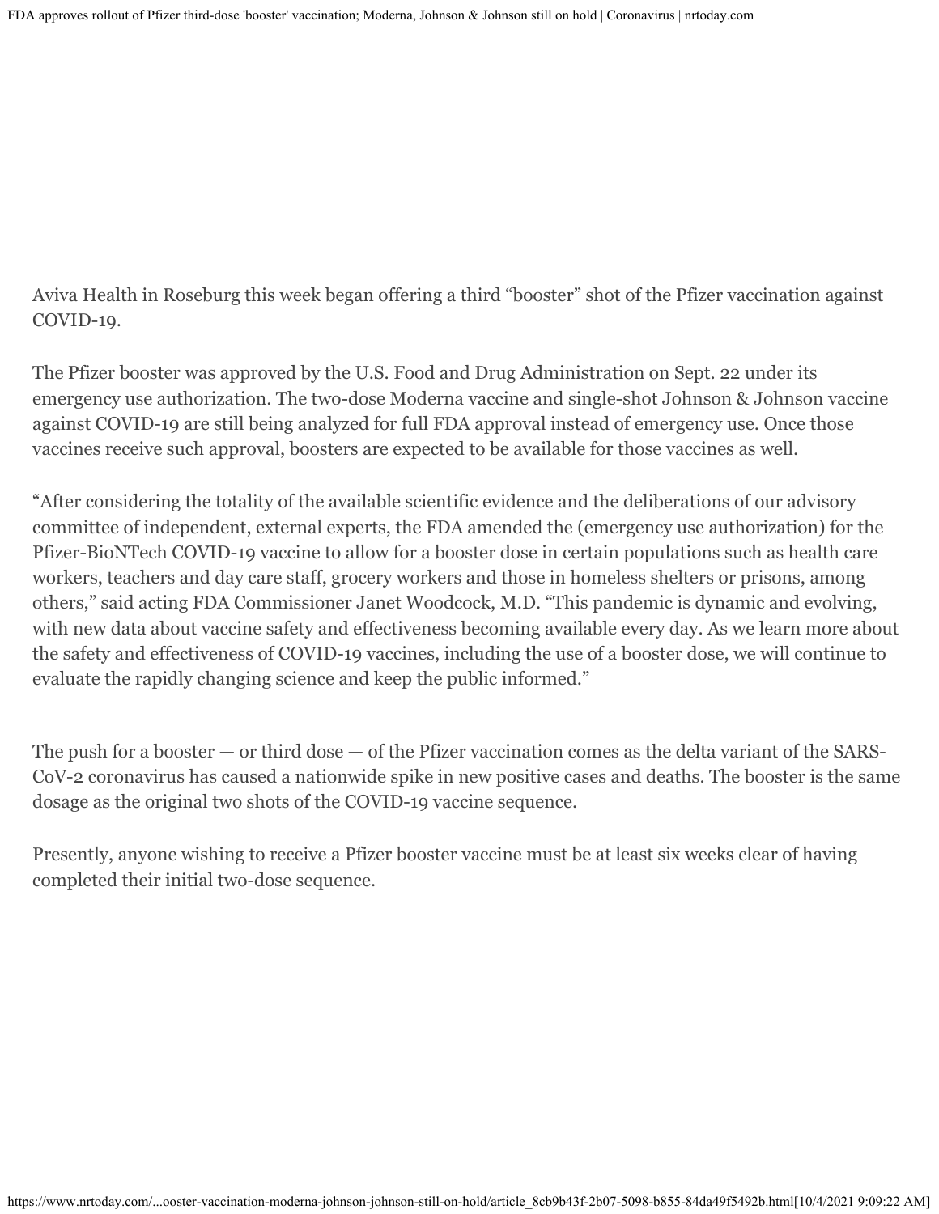Aviva Health in Roseburg this week began offering a third "booster" shot of the Pfizer vaccination against COVID-19.

The Pfizer booster was approved by the U.S. Food and Drug Administration on Sept. 22 under its emergency use authorization. The two-dose Moderna vaccine and single-shot Johnson & Johnson vaccine against COVID-19 are still being analyzed for full FDA approval instead of emergency use. Once those vaccines receive such approval, boosters are expected to be available for those vaccines as well.

"After considering the totality of the available scientific evidence and the deliberations of our advisory committee of independent, external experts, the FDA amended the (emergency use authorization) for the Pfizer-BioNTech COVID-19 vaccine to allow for a booster dose in certain populations such as health care workers, teachers and day care staff, grocery workers and those in homeless shelters or prisons, among others," said acting FDA Commissioner Janet Woodcock, M.D. "This pandemic is dynamic and evolving, with new data about vaccine safety and effectiveness becoming available every day. As we learn more about the safety and effectiveness of COVID-19 vaccines, including the use of a booster dose, we will continue to evaluate the rapidly changing science and keep the public informed."

The push for a booster — or third dose — of the Pfizer vaccination comes as the delta variant of the SARS-CoV-2 coronavirus has caused a nationwide spike in new positive cases and deaths. The booster is the same dosage as the original two shots of the COVID-19 vaccine sequence.

Presently, anyone wishing to receive a Pfizer booster vaccine must be at least six weeks clear of having completed their initial two-dose sequence.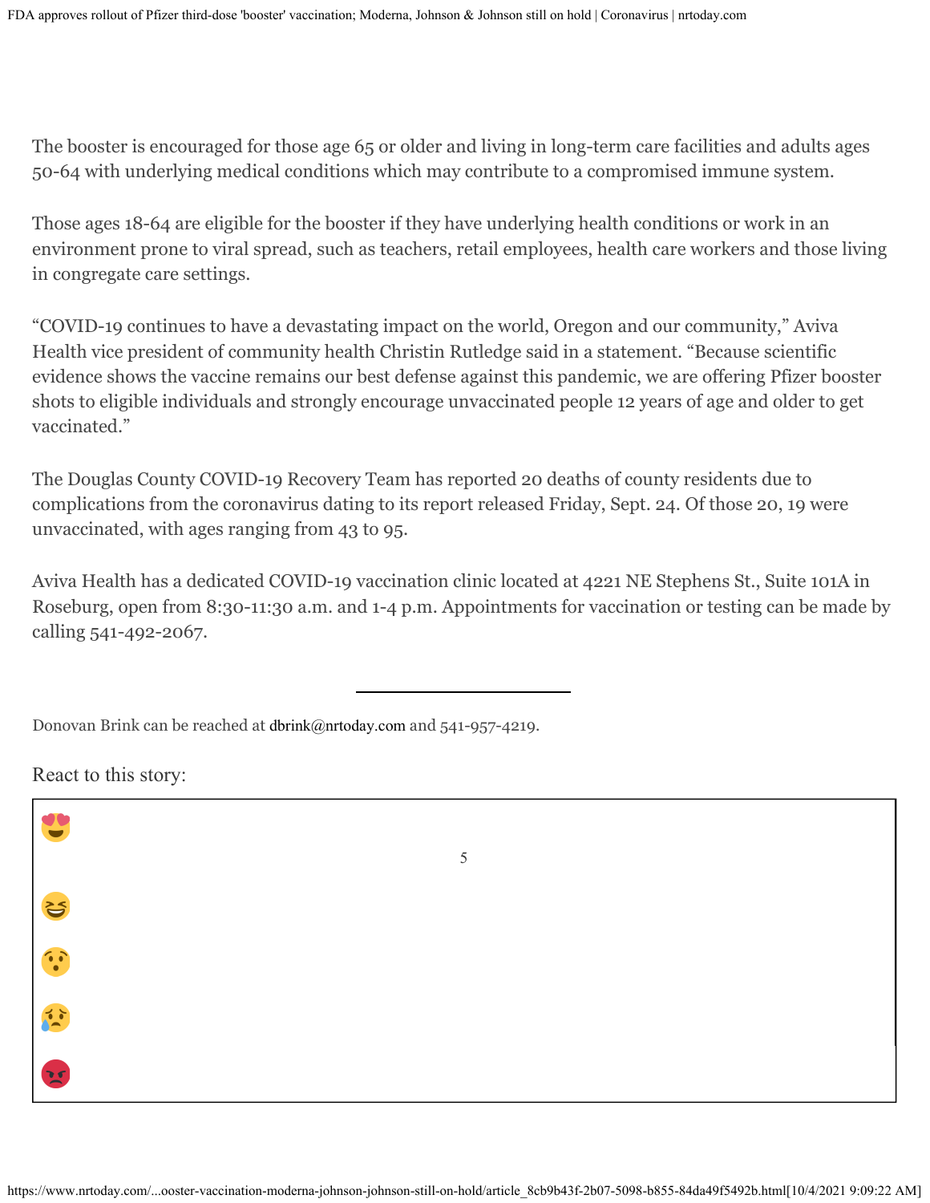The booster is encouraged for those age 65 or older and living in long-term care facilities and adults ages 50-64 with underlying medical conditions which may contribute to a compromised immune system.

Those ages 18-64 are eligible for the booster if they have underlying health conditions or work in an environment prone to viral spread, such as teachers, retail employees, health care workers and those living in congregate care settings.

“COVID-19 continues to have a devastating impact on the world, Oregon and our community,” Aviva Health vice president of community health Christin Rutledge said in a statement. “Because scientific evidence shows the vaccine remains our best defense against this pandemic, we are offering Pfizer booster shots to eligible individuals and strongly encourage unvaccinated people 12 years of age and older to get vaccinated.”

The Douglas County COVID-19 Recovery Team has reported 20 deaths of county residents due to complications from the coronavirus dating to its report released Friday, Sept. 24. Of those 20, 19 were unvaccinated, with ages ranging from 43 to 95.

Aviva Health has a dedicated COVID-19 vaccination clinic located at 4221 NE Stephens St., Suite 101A in Roseburg, open from 8:30-11:30 a.m. and 1-4 p.m. Appointments for vaccination or testing can be made by calling 541-492-2067.

---

Donovan Brink can be reached at dbrink@nrtoday.com and 541-957-4219.

React to this story:

😍 5

😆

😲

😢

😡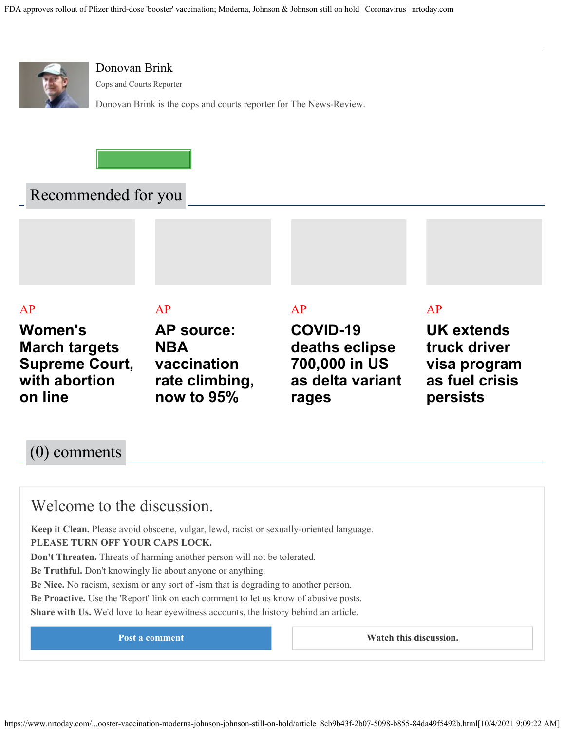Donovan Brink

Cops and Courts Reporter

Donovan Brink is the cops and courts reporter for The News-Review.

## Recommended for you

AP

### Women's March targets Supreme Court, with abortion on line

AP

### AP source: NBA vaccination rate climbing, now to 95%

AP

### COVID-19 deaths eclipse 700,000 in US as delta variant rages

AP

### UK extends truck driver visa program as fuel crisis persists

## (0) comments

### Welcome to the discussion.

**Keep it Clean.** Please avoid obscene, vulgar, lewd, racist or sexually-oriented language.
**PLEASE TURN OFF YOUR CAPS LOCK.**
**Don't Threaten.** Threats of harming another person will not be tolerated.
**Be Truthful.** Don't knowingly lie about anyone or anything.
**Be Nice.** No racism, sexism or any sort of -ism that is degrading to another person.
**Be Proactive.** Use the 'Report' link on each comment to let us know of abusive posts.
**Share with Us.** We'd love to hear eyewitness accounts, the history behind an article.

Post a comment

Watch this discussion.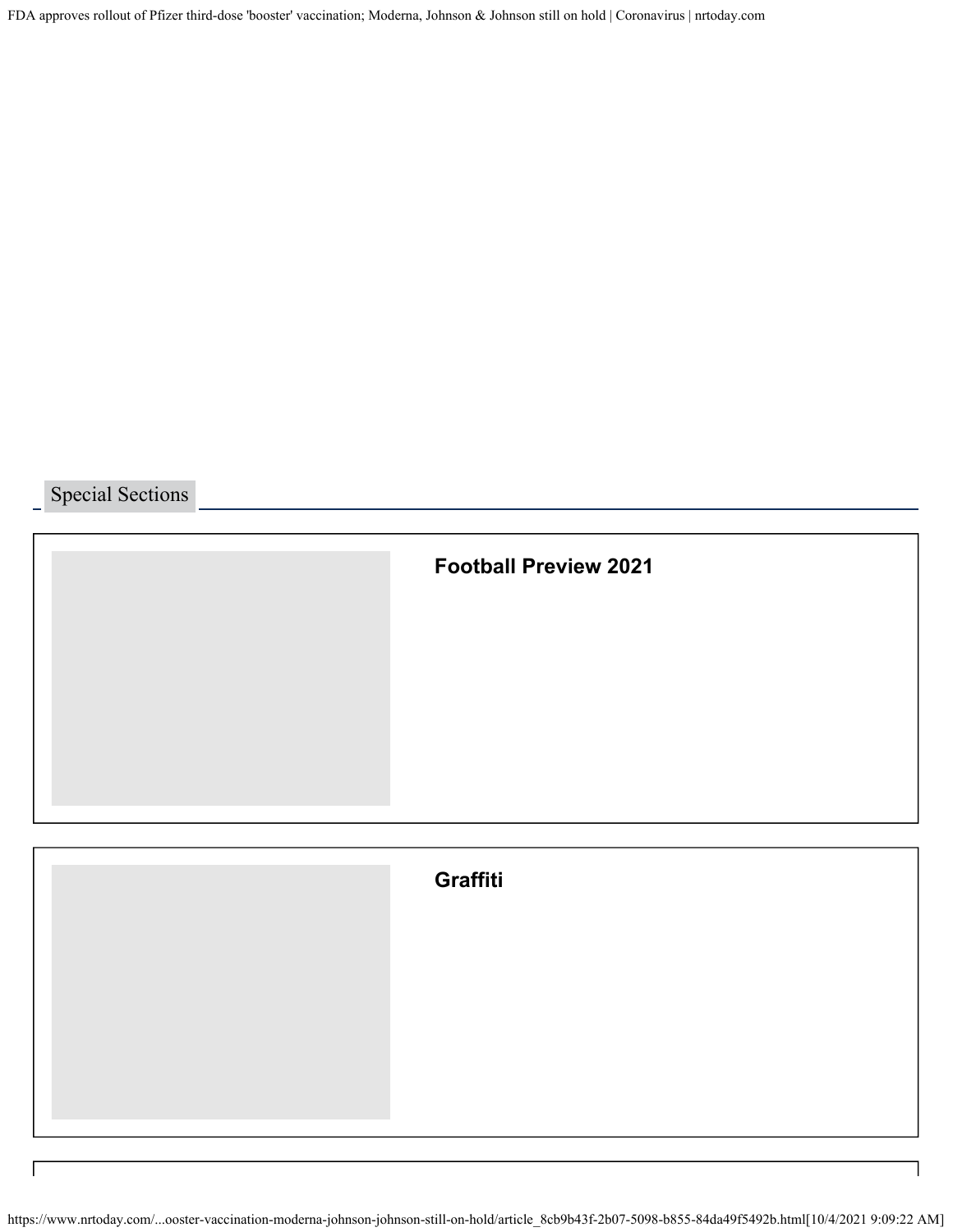## Special Sections

### Football Preview 2021

### Graffiti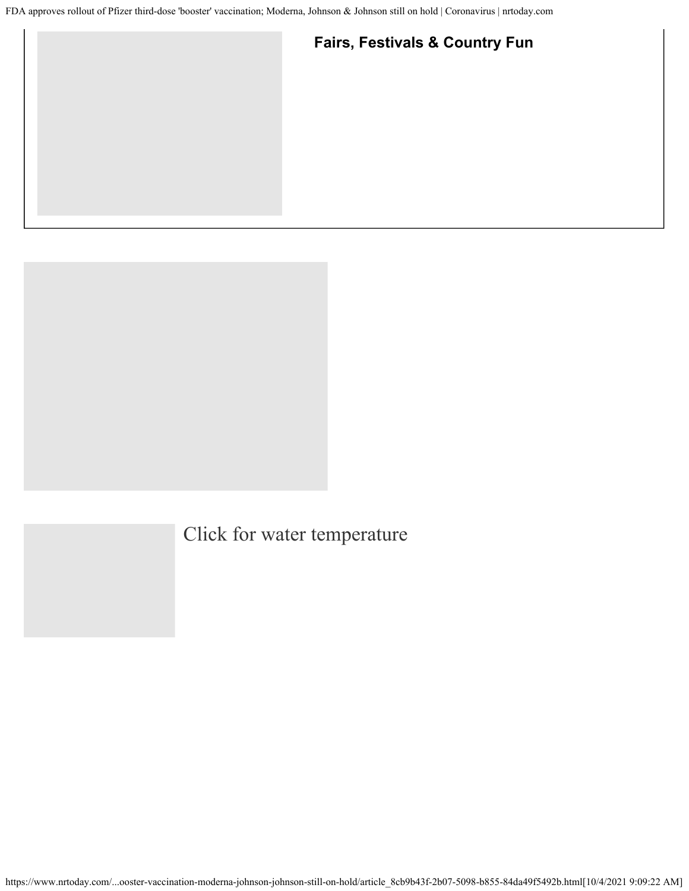**Fairs, Festivals & Country Fun**

Click for water temperature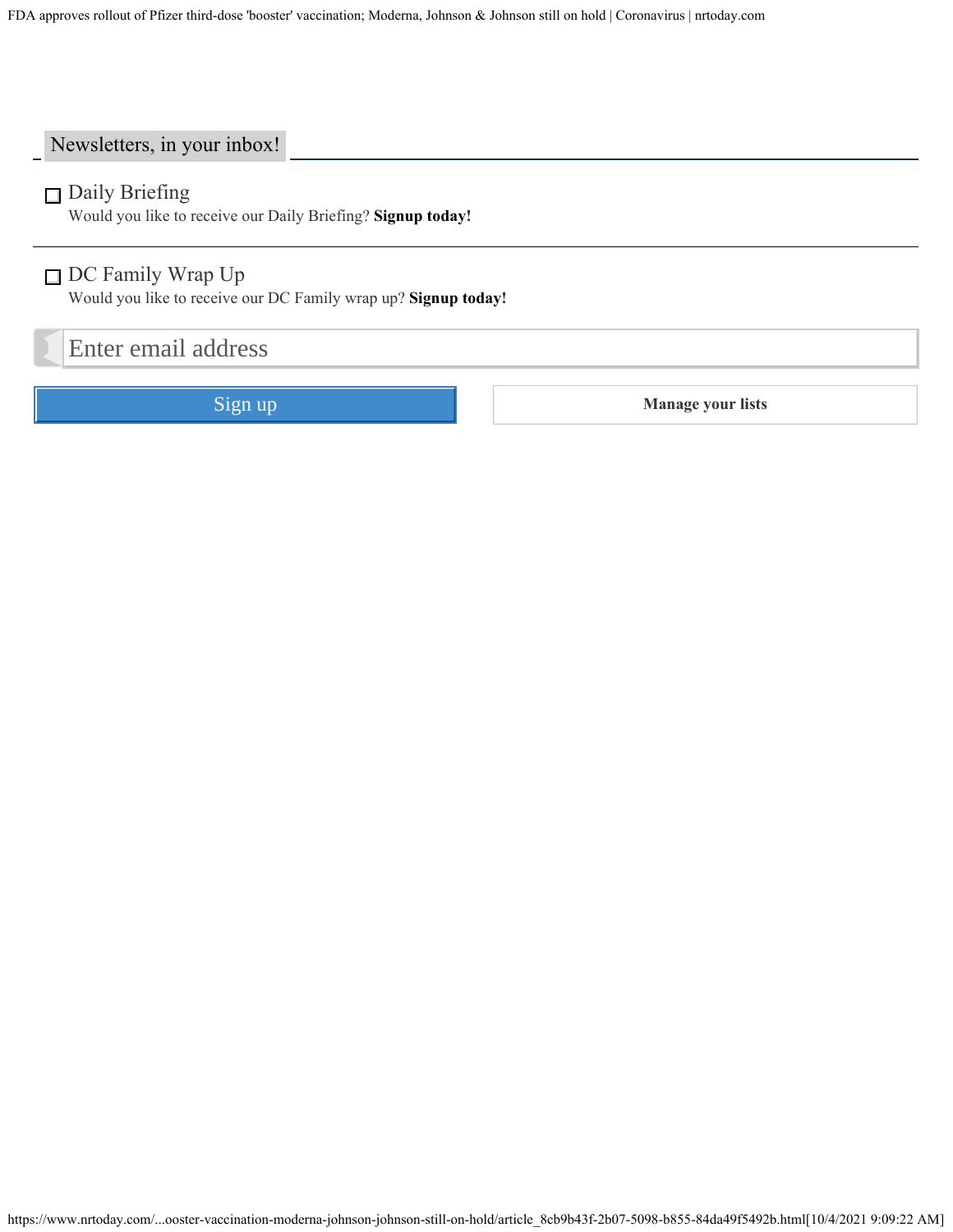## Newsletters, in your inbox!

- [ ] Daily Briefing
  Would you like to receive our Daily Briefing? **Signup today!**

---

- [ ] DC Family Wrap Up
  Would you like to receive our DC Family wrap up? **Signup today!**

Enter email address

Sign up

**Manage your lists**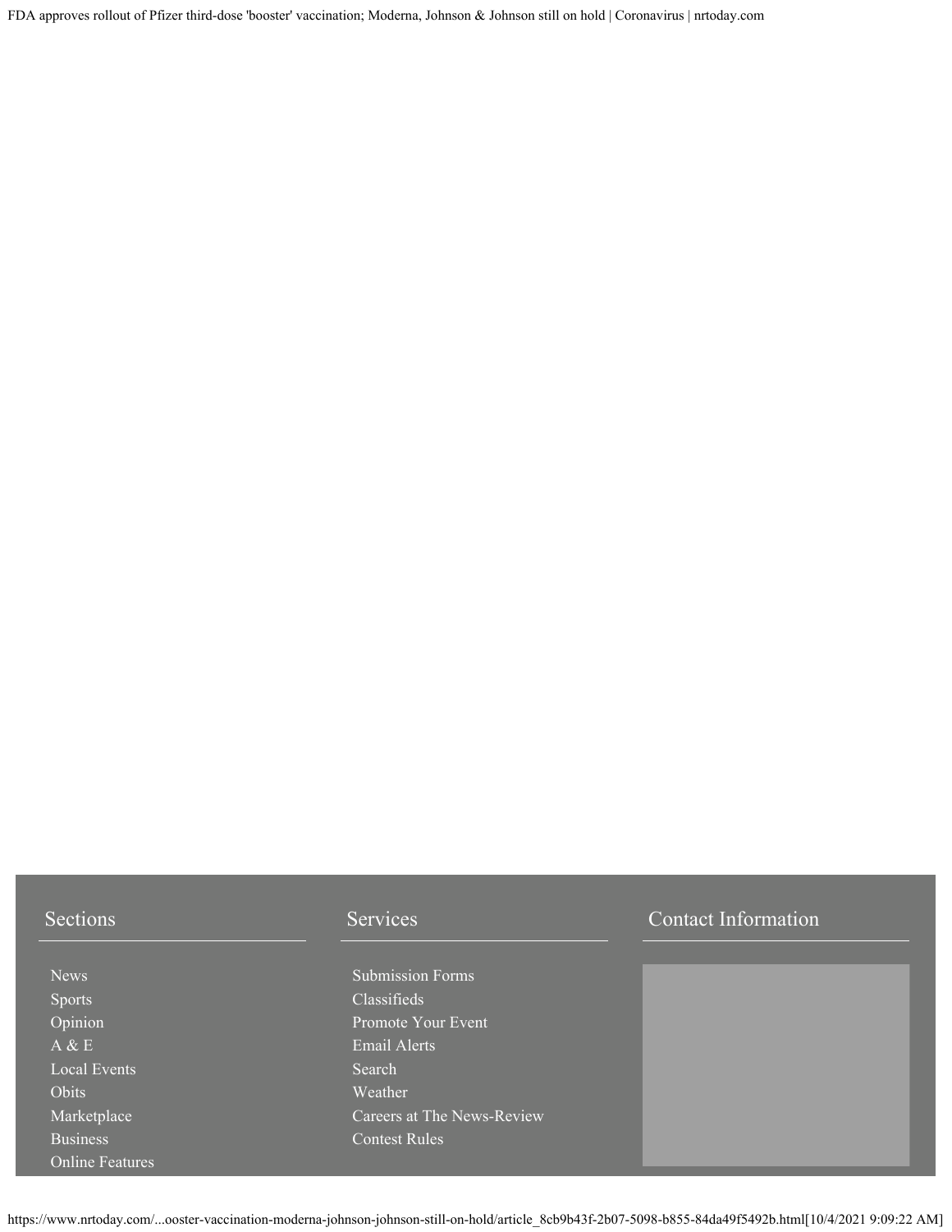## Sections

- News
- Sports
- Opinion
- A & E
- Local Events
- Obits
- Marketplace
- Business
- Online Features

## Services

- Submission Forms
- Classifieds
- Promote Your Event
- Email Alerts
- Search
- Weather
- Careers at The News-Review
- Contest Rules

## Contact Information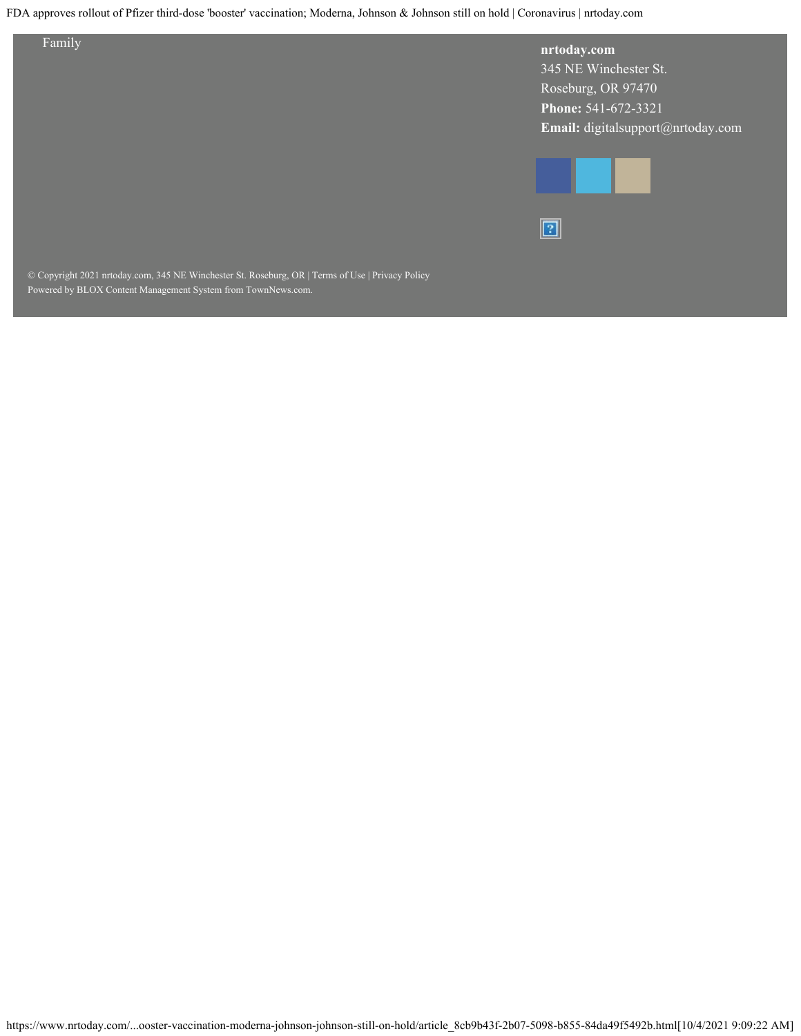Family

**nrtoday.com**
345 NE Winchester St.
Roseburg, OR 97470
**Phone:** 541-672-3321
**Email:** digitalsupport@nrtoday.com

© Copyright 2021 nrtoday.com, 345 NE Winchester St. Roseburg, OR | Terms of Use | Privacy Policy
Powered by BLOX Content Management System from TownNews.com.